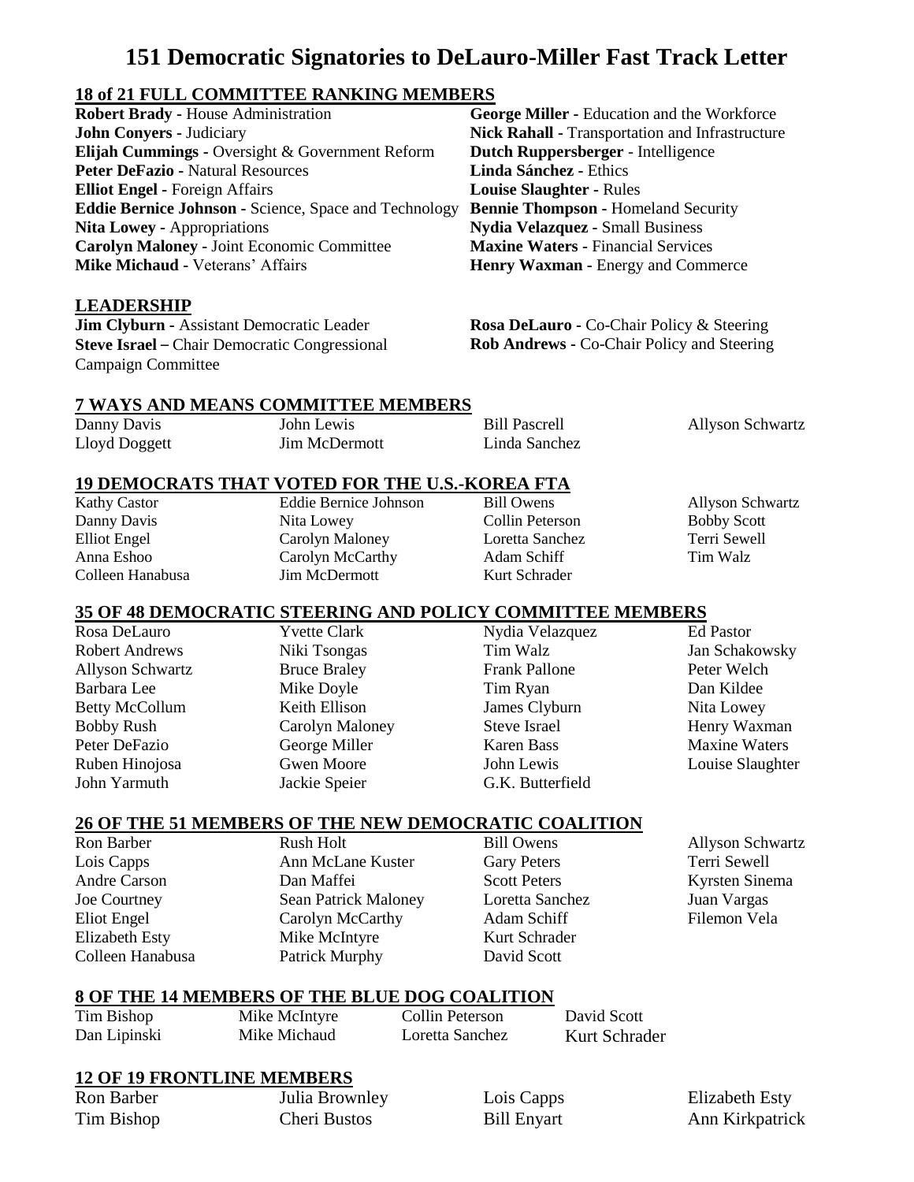# 151 Democratic Signatories to DeLauro-Miller Fast Track Letter

## 18 of 21 FULL COMMITTEE RANKING MEMBERS

**Robert Brady** - House Administration
**John Conyers** - Judiciary
**Elijah Cummings** - Oversight & Government Reform
**Peter DeFazio** - Natural Resources
**Elliot Engel** - Foreign Affairs
**Eddie Bernice Johnson** - Science, Space and Technology
**Nita Lowey** - Appropriations
**Carolyn Maloney** - Joint Economic Committee
**Mike Michaud** - Veterans' Affairs
**George Miller** - Education and the Workforce
**Nick Rahall** - Transportation and Infrastructure
**Dutch Ruppersberger** - Intelligence
**Linda Sánchez** - Ethics
**Louise Slaughter** - Rules
**Bennie Thompson** - Homeland Security
**Nydia Velazquez** - Small Business
**Maxine Waters** - Financial Services
**Henry Waxman** - Energy and Commerce

## LEADERSHIP

**Jim Clyburn** - Assistant Democratic Leader
**Steve Israel** – Chair Democratic Congressional Campaign Committee
**Rosa DeLauro** - Co-Chair Policy & Steering
**Rob Andrews** - Co-Chair Policy and Steering

## 7 WAYS AND MEANS COMMITTEE MEMBERS

| | | | |
|---|---|---|---|
| Danny Davis | John Lewis | Bill Pascrell | Allyson Schwartz |
| Lloyd Doggett | Jim McDermott | Linda Sanchez | |

## 19 DEMOCRATS THAT VOTED FOR THE U.S.-KOREA FTA

| | | | |
|---|---|---|---|
| Kathy Castor | Eddie Bernice Johnson | Bill Owens | Allyson Schwartz |
| Danny Davis | Nita Lowey | Collin Peterson | Bobby Scott |
| Elliot Engel | Carolyn Maloney | Loretta Sanchez | Terri Sewell |
| Anna Eshoo | Carolyn McCarthy | Adam Schiff | Tim Walz |
| Colleen Hanabusa | Jim McDermott | Kurt Schrader | |

## 35 OF 48 DEMOCRATIC STEERING AND POLICY COMMITTEE MEMBERS

| | | | |
|---|---|---|---|
| Rosa DeLauro | Yvette Clark | Nydia Velazquez | Ed Pastor |
| Robert Andrews | Niki Tsongas | Tim Walz | Jan Schakowsky |
| Allyson Schwartz | Bruce Braley | Frank Pallone | Peter Welch |
| Barbara Lee | Mike Doyle | Tim Ryan | Dan Kildee |
| Betty McCollum | Keith Ellison | James Clyburn | Nita Lowey |
| Bobby Rush | Carolyn Maloney | Steve Israel | Henry Waxman |
| Peter DeFazio | George Miller | Karen Bass | Maxine Waters |
| Ruben Hinojosa | Gwen Moore | John Lewis | Louise Slaughter |
| John Yarmuth | Jackie Speier | G.K. Butterfield | |

## 26 OF THE 51 MEMBERS OF THE NEW DEMOCRATIC COALITION

| | | | |
|---|---|---|---|
| Ron Barber | Rush Holt | Bill Owens | Allyson Schwartz |
| Lois Capps | Ann McLane Kuster | Gary Peters | Terri Sewell |
| Andre Carson | Dan Maffei | Scott Peters | Kyrsten Sinema |
| Joe Courtney | Sean Patrick Maloney | Loretta Sanchez | Juan Vargas |
| Eliot Engel | Carolyn McCarthy | Adam Schiff | Filemon Vela |
| Elizabeth Esty | Mike McIntyre | Kurt Schrader | |
| Colleen Hanabusa | Patrick Murphy | David Scott | |

## 8 OF THE 14 MEMBERS OF THE BLUE DOG COALITION

| | | | |
|---|---|---|---|
| Tim Bishop | Mike McIntyre | Collin Peterson | David Scott |
| Dan Lipinski | Mike Michaud | Loretta Sanchez | Kurt Schrader |

## 12 OF 19 FRONTLINE MEMBERS

| | | | |
|---|---|---|---|
| Ron Barber | Julia Brownley | Lois Capps | Elizabeth Esty |
| Tim Bishop | Cheri Bustos | Bill Enyart | Ann Kirkpatrick |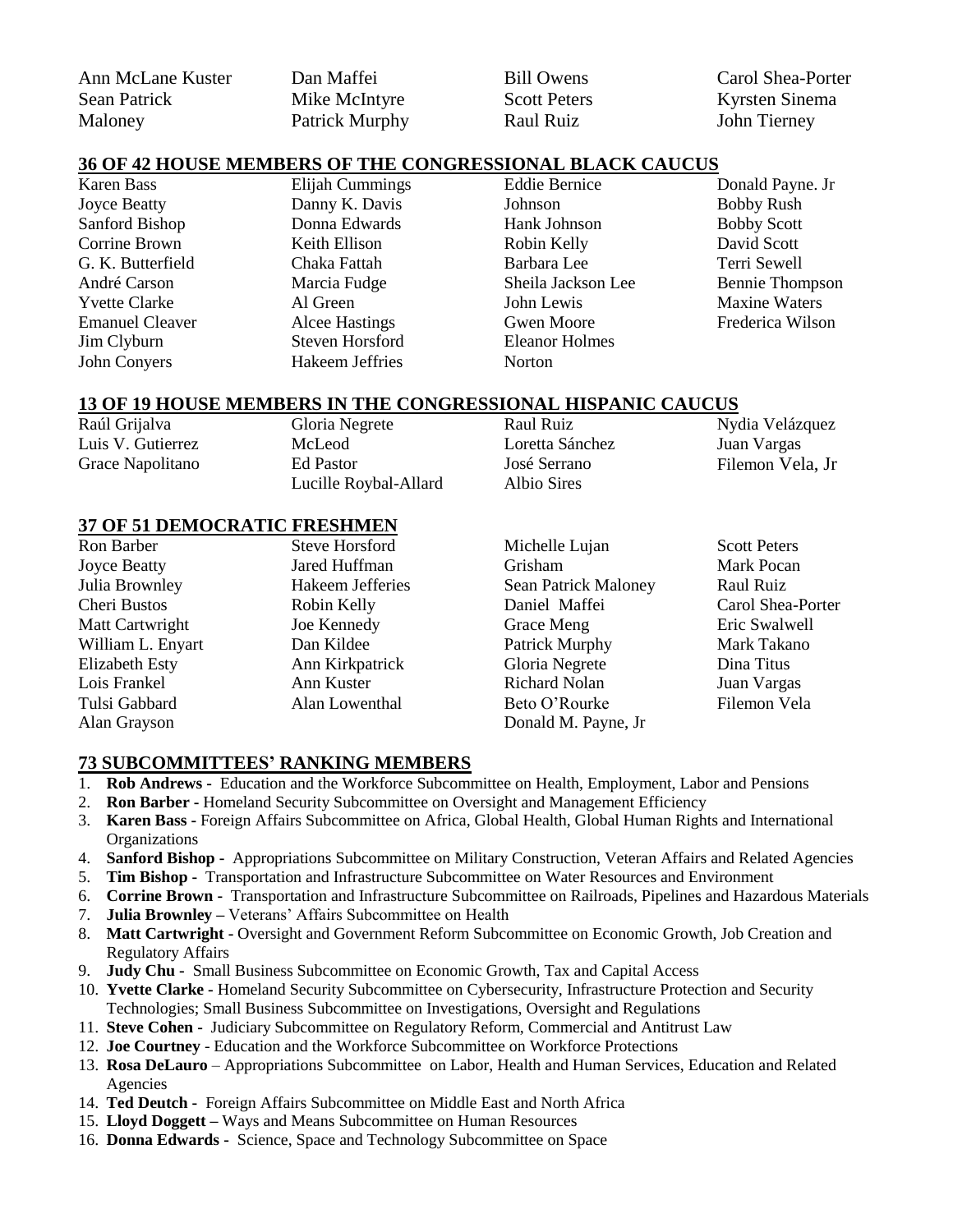Ann McLane Kuster
Sean Patrick Maloney
Dan Maffei
Mike McIntyre
Patrick Murphy
Bill Owens
Scott Peters
Raul Ruiz
Carol Shea-Porter
Kyrsten Sinema
John Tierney

## 36 OF 42 HOUSE MEMBERS OF THE CONGRESSIONAL BLACK CAUCUS

Karen Bass
Joyce Beatty
Sanford Bishop
Corrine Brown
G. K. Butterfield
André Carson
Yvette Clarke
Emanuel Cleaver
Jim Clyburn
John Conyers
Elijah Cummings
Danny K. Davis
Donna Edwards
Keith Ellison
Chaka Fattah
Marcia Fudge
Al Green
Alcee Hastings
Steven Horsford
Hakeem Jeffries
Eddie Bernice Johnson
Hank Johnson
Robin Kelly
Barbara Lee
Sheila Jackson Lee
John Lewis
Gwen Moore
Eleanor Holmes Norton
Donald Payne. Jr
Bobby Rush
Bobby Scott
David Scott
Terri Sewell
Bennie Thompson
Maxine Waters
Frederica Wilson

## 13 OF 19 HOUSE MEMBERS IN THE CONGRESSIONAL HISPANIC CAUCUS

Raúl Grijalva
Luis V. Gutierrez
Grace Napolitano
Gloria Negrete McLeod
Ed Pastor
Lucille Roybal-Allard
Raul Ruiz
Loretta Sánchez
José Serrano
Albio Sires
Nydia Velázquez
Juan Vargas
Filemon Vela, Jr

## 37 OF 51 DEMOCRATIC FRESHMEN

Ron Barber
Joyce Beatty
Julia Brownley
Cheri Bustos
Matt Cartwright
William L. Enyart
Elizabeth Esty
Lois Frankel
Tulsi Gabbard
Alan Grayson
Steve Horsford
Jared Huffman
Hakeem Jefferies
Robin Kelly
Joe Kennedy
Dan Kildee
Ann Kirkpatrick
Ann Kuster
Alan Lowenthal
Michelle Lujan Grisham
Sean Patrick Maloney
Daniel Maffei
Grace Meng
Patrick Murphy
Gloria Negrete
Richard Nolan
Beto O'Rourke
Donald M. Payne, Jr
Scott Peters
Mark Pocan
Raul Ruiz
Carol Shea-Porter
Eric Swalwell
Mark Takano
Dina Titus
Juan Vargas
Filemon Vela

## 73 SUBCOMMITTEES' RANKING MEMBERS

1. **Rob Andrews -** Education and the Workforce Subcommittee on Health, Employment, Labor and Pensions
2. **Ron Barber -** Homeland Security Subcommittee on Oversight and Management Efficiency
3. **Karen Bass -** Foreign Affairs Subcommittee on Africa, Global Health, Global Human Rights and International Organizations
4. **Sanford Bishop -** Appropriations Subcommittee on Military Construction, Veteran Affairs and Related Agencies
5. **Tim Bishop -** Transportation and Infrastructure Subcommittee on Water Resources and Environment
6. **Corrine Brown -** Transportation and Infrastructure Subcommittee on Railroads, Pipelines and Hazardous Materials
7. **Julia Brownley –** Veterans' Affairs Subcommittee on Health
8. **Matt Cartwright -** Oversight and Government Reform Subcommittee on Economic Growth, Job Creation and Regulatory Affairs
9. **Judy Chu -** Small Business Subcommittee on Economic Growth, Tax and Capital Access
10. **Yvette Clarke -** Homeland Security Subcommittee on Cybersecurity, Infrastructure Protection and Security Technologies; Small Business Subcommittee on Investigations, Oversight and Regulations
11. **Steve Cohen -** Judiciary Subcommittee on Regulatory Reform, Commercial and Antitrust Law
12. **Joe Courtney** - Education and the Workforce Subcommittee on Workforce Protections
13. **Rosa DeLauro** – Appropriations Subcommittee on Labor, Health and Human Services, Education and Related Agencies
14. **Ted Deutch -** Foreign Affairs Subcommittee on Middle East and North Africa
15. **Lloyd Doggett –** Ways and Means Subcommittee on Human Resources
16. **Donna Edwards -** Science, Space and Technology Subcommittee on Space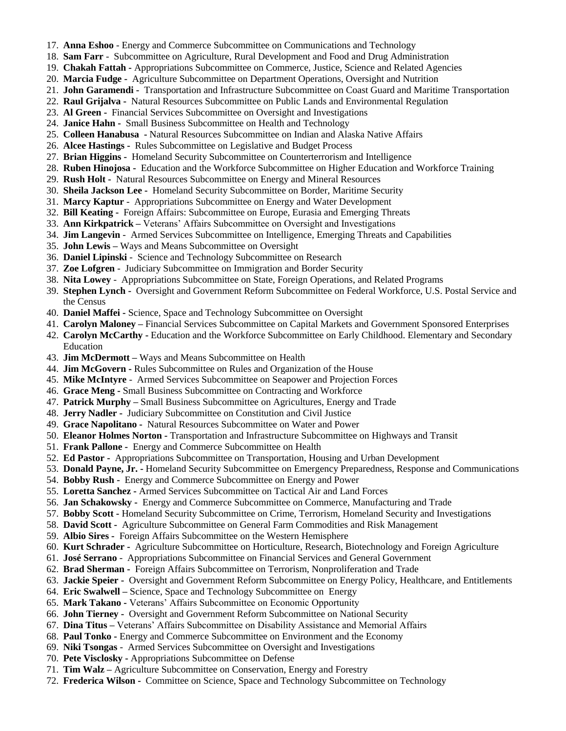17. **Anna Eshoo** - Energy and Commerce Subcommittee on Communications and Technology
18. **Sam Farr** - Subcommittee on Agriculture, Rural Development and Food and Drug Administration
19. **Chakah Fattah -** Appropriations Subcommittee on Commerce, Justice, Science and Related Agencies
20. **Marcia Fudge -** Agriculture Subcommittee on Department Operations, Oversight and Nutrition
21. **John Garamendi -** Transportation and Infrastructure Subcommittee on Coast Guard and Maritime Transportation
22. **Raul Grijalva** - Natural Resources Subcommittee on Public Lands and Environmental Regulation
23. **Al Green -** Financial Services Subcommittee on Oversight and Investigations
24. **Janice Hahn -** Small Business Subcommittee on Health and Technology
25. **Colleen Hanabusa -** Natural Resources Subcommittee on Indian and Alaska Native Affairs
26. **Alcee Hastings -** Rules Subcommittee on Legislative and Budget Process
27. **Brian Higgins -** Homeland Security Subcommittee on Counterterrorism and Intelligence
28. **Ruben Hinojosa -** Education and the Workforce Subcommittee on Higher Education and Workforce Training
29. **Rush Holt** - Natural Resources Subcommittee on Energy and Mineral Resources
30. **Sheila Jackson Lee -** Homeland Security Subcommittee on Border, Maritime Security
31. **Marcy Kaptur** - Appropriations Subcommittee on Energy and Water Development
32. **Bill Keating -** Foreign Affairs: Subcommittee on Europe, Eurasia and Emerging Threats
33. **Ann Kirkpatrick –** Veterans' Affairs Subcommittee on Oversight and Investigations
34. **Jim Langevin** - Armed Services Subcommittee on Intelligence, Emerging Threats and Capabilities
35. **John Lewis –** Ways and Means Subcommittee on Oversight
36. **Daniel Lipinski** - Science and Technology Subcommittee on Research
37. **Zoe Lofgren** - Judiciary Subcommittee on Immigration and Border Security
38. **Nita Lowey** - Appropriations Subcommittee on State, Foreign Operations, and Related Programs
39. **Stephen Lynch -** Oversight and Government Reform Subcommittee on Federal Workforce, U.S. Postal Service and the Census
40. **Daniel Maffei -** Science, Space and Technology Subcommittee on Oversight
41. **Carolyn Maloney –** Financial Services Subcommittee on Capital Markets and Government Sponsored Enterprises
42. **Carolyn McCarthy -** Education and the Workforce Subcommittee on Early Childhood. Elementary and Secondary Education
43. **Jim McDermott –** Ways and Means Subcommittee on Health
44. **Jim McGovern -** Rules Subcommittee on Rules and Organization of the House
45. **Mike McIntyre** - Armed Services Subcommittee on Seapower and Projection Forces
46. **Grace Meng -** Small Business Subcommittee on Contracting and Workforce
47. **Patrick Murphy –** Small Business Subcommittee on Agricultures, Energy and Trade
48. **Jerry Nadler -** Judiciary Subcommittee on Constitution and Civil Justice
49. **Grace Napolitano -** Natural Resources Subcommittee on Water and Power
50. **Eleanor Holmes Norton -** Transportation and Infrastructure Subcommittee on Highways and Transit
51. **Frank Pallone -** Energy and Commerce Subcommittee on Health
52. **Ed Pastor -** Appropriations Subcommittee on Transportation, Housing and Urban Development
53. **Donald Payne, Jr. -** Homeland Security Subcommittee on Emergency Preparedness, Response and Communications
54. **Bobby Rush -** Energy and Commerce Subcommittee on Energy and Power
55. **Loretta Sanchez** - Armed Services Subcommittee on Tactical Air and Land Forces
56. **Jan Schakowsky -** Energy and Commerce Subcommittee on Commerce, Manufacturing and Trade
57. **Bobby Scott -** Homeland Security Subcommittee on Crime, Terrorism, Homeland Security and Investigations
58. **David Scott -** Agriculture Subcommittee on General Farm Commodities and Risk Management
59. **Albio Sires -** Foreign Affairs Subcommittee on the Western Hemisphere
60. **Kurt Schrader -** Agriculture Subcommittee on Horticulture, Research, Biotechnology and Foreign Agriculture
61. **José Serrano** - Appropriations Subcommittee on Financial Services and General Government
62. **Brad Sherman** - Foreign Affairs Subcommittee on Terrorism, Nonproliferation and Trade
63. **Jackie Speier -** Oversight and Government Reform Subcommittee on Energy Policy, Healthcare, and Entitlements
64. **Eric Swalwell –** Science, Space and Technology Subcommittee on Energy
65. **Mark Takano -** Veterans' Affairs Subcommittee on Economic Opportunity
66. **John Tierney -** Oversight and Government Reform Subcommittee on National Security
67. **Dina Titus –** Veterans' Affairs Subcommittee on Disability Assistance and Memorial Affairs
68. **Paul Tonko -** Energy and Commerce Subcommittee on Environment and the Economy
69. **Niki Tsongas** - Armed Services Subcommittee on Oversight and Investigations
70. **Pete Visclosky -** Appropriations Subcommittee on Defense
71. **Tim Walz –** Agriculture Subcommittee on Conservation, Energy and Forestry
72. **Frederica Wilson -** Committee on Science, Space and Technology Subcommittee on Technology